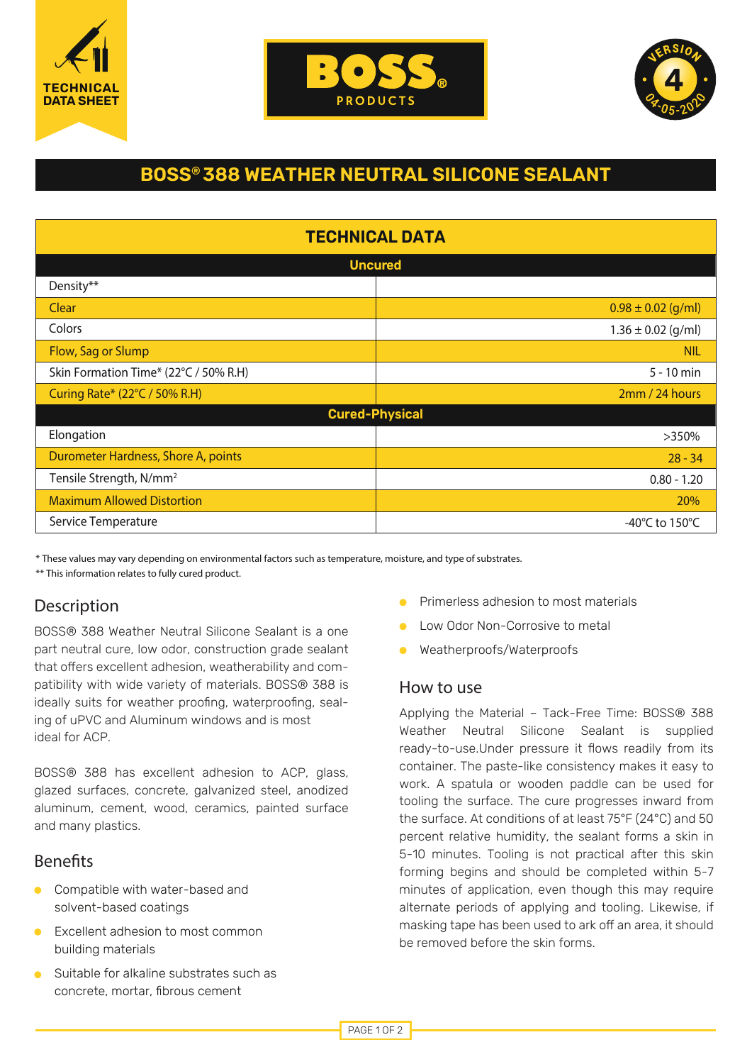TECHNICAL DATA SHEET

BOSS® PRODUCTS

VERSION 4 04-05-2020

# BOSS® 388 WEATHER NEUTRAL SILICONE SEALANT

| TECHNICAL DATA | |
|---|---|
| **Uncured** | |
| Density** | |
| Clear | 0.98 ± 0.02 (g/ml) |
| Colors | 1.36 ± 0.02 (g/ml) |
| Flow, Sag or Slump | NIL |
| Skin Formation Time* (22°C / 50% R.H) | 5 - 10 min |
| Curing Rate* (22°C / 50% R.H) | 2mm / 24 hours |
| **Cured-Physical** | |
| Elongation | >350% |
| Durometer Hardness, Shore A, points | 28 - 34 |
| Tensile Strength, N/mm² | 0.80 - 1.20 |
| Maximum Allowed Distortion | 20% |
| Service Temperature | -40°C to 150°C |

* These values may vary depending on environmental factors such as temperature, moisture, and type of substrates.

** This information relates to fully cured product.

## Description

BOSS® 388 Weather Neutral Silicone Sealant is a one part neutral cure, low odor, construction grade sealant that offers excellent adhesion, weatherability and compatibility with wide variety of materials. BOSS® 388 is ideally suits for weather proofing, waterproofing, sealing of uPVC and Aluminum windows and is most ideal for ACP.

BOSS® 388 has excellent adhesion to ACP, glass, glazed surfaces, concrete, galvanized steel, anodized aluminum, cement, wood, ceramics, painted surface and many plastics.

## Benefits

- Compatible with water-based and solvent-based coatings
- Excellent adhesion to most common building materials
- Suitable for alkaline substrates such as concrete, mortar, fibrous cement
- Primerless adhesion to most materials
- Low Odor Non-Corrosive to metal
- Weatherproofs/Waterproofs

## How to use

Applying the Material – Tack-Free Time: BOSS® 388 Weather Neutral Silicone Sealant is supplied ready-to-use.Under pressure it flows readily from its container. The paste-like consistency makes it easy to work. A spatula or wooden paddle can be used for tooling the surface. The cure progresses inward from the surface. At conditions of at least 75°F (24°C) and 50 percent relative humidity, the sealant forms a skin in 5-10 minutes. Tooling is not practical after this skin forming begins and should be completed within 5-7 minutes of application, even though this may require alternate periods of applying and tooling. Likewise, if masking tape has been used to ark off an area, it should be removed before the skin forms.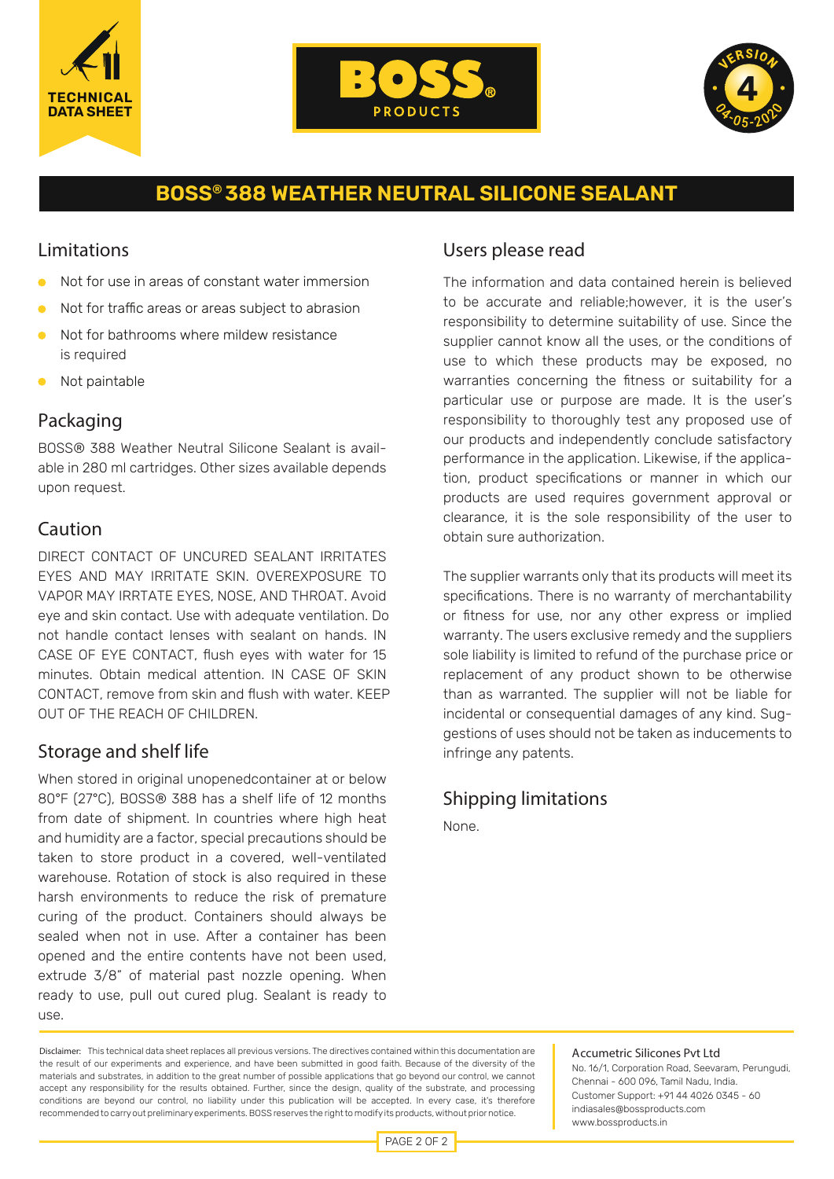# BOSS® 388 WEATHER NEUTRAL SILICONE SEALANT

## Limitations

- Not for use in areas of constant water immersion
- Not for traffic areas or areas subject to abrasion
- Not for bathrooms where mildew resistance is required
- Not paintable

## Packaging

BOSS® 388 Weather Neutral Silicone Sealant is available in 280 ml cartridges. Other sizes available depends upon request.

## Caution

DIRECT CONTACT OF UNCURED SEALANT IRRITATES EYES AND MAY IRRITATE SKIN. OVEREXPOSURE TO VAPOR MAY IRRTATE EYES, NOSE, AND THROAT. Avoid eye and skin contact. Use with adequate ventilation. Do not handle contact lenses with sealant on hands. IN CASE OF EYE CONTACT, flush eyes with water for 15 minutes. Obtain medical attention. IN CASE OF SKIN CONTACT, remove from skin and flush with water. KEEP OUT OF THE REACH OF CHILDREN.

## Storage and shelf life

When stored in original unopenedcontainer at or below 80°F (27°C), BOSS® 388 has a shelf life of 12 months from date of shipment. In countries where high heat and humidity are a factor, special precautions should be taken to store product in a covered, well-ventilated warehouse. Rotation of stock is also required in these harsh environments to reduce the risk of premature curing of the product. Containers should always be sealed when not in use. After a container has been opened and the entire contents have not been used, extrude 3/8" of material past nozzle opening. When ready to use, pull out cured plug. Sealant is ready to use.

## Users please read

The information and data contained herein is believed to be accurate and reliable;however, it is the user's responsibility to determine suitability of use. Since the supplier cannot know all the uses, or the conditions of use to which these products may be exposed, no warranties concerning the fitness or suitability for a particular use or purpose are made. It is the user's responsibility to thoroughly test any proposed use of our products and independently conclude satisfactory performance in the application. Likewise, if the application, product specifications or manner in which our products are used requires government approval or clearance, it is the sole responsibility of the user to obtain sure authorization.

The supplier warrants only that its products will meet its specifications. There is no warranty of merchantability or fitness for use, nor any other express or implied warranty. The users exclusive remedy and the suppliers sole liability is limited to refund of the purchase price or replacement of any product shown to be otherwise than as warranted. The supplier will not be liable for incidental or consequential damages of any kind. Suggestions of uses should not be taken as inducements to infringe any patents.

## Shipping limitations

None.

Disclaimer: This technical data sheet replaces all previous versions. The directives contained within this documentation are the result of our experiments and experience, and have been submitted in good faith. Because of the diversity of the materials and substrates, in addition to the great number of possible applications that go beyond our control, we cannot accept any responsibility for the results obtained. Further, since the design, quality of the substrate, and processing conditions are beyond our control, no liability under this publication will be accepted. In every case, it's therefore recommended to carry out preliminary experiments. BOSS reserves the right to modify its products, without prior notice.

Accumetric Silicones Pvt Ltd
No. 16/1, Corporation Road, Seevaram, Perungudi, Chennai - 600 096, Tamil Nadu, India.
Customer Support: +91 44 4026 0345 - 60
indiasales@bossproducts.com
www.bossproducts.in